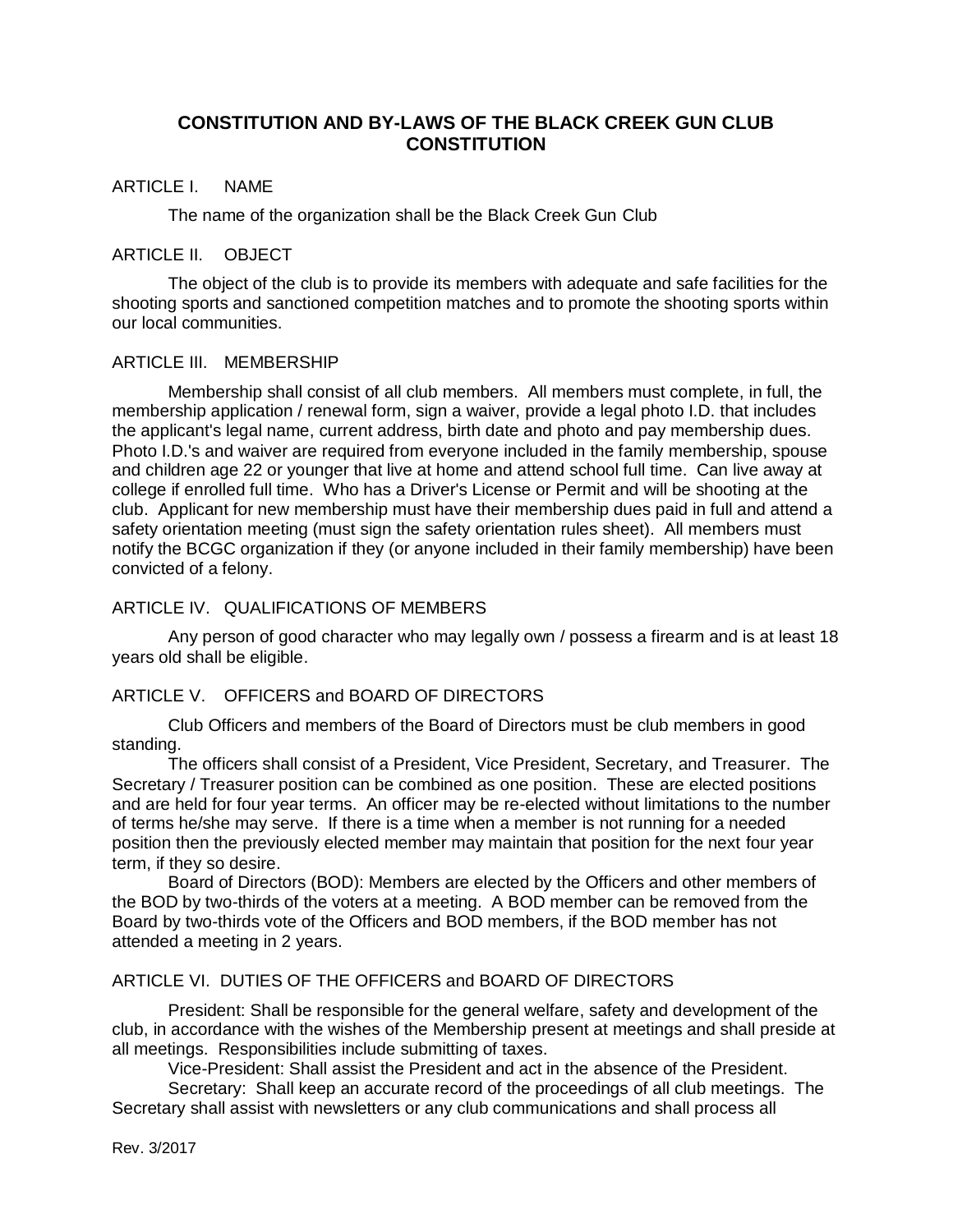# CONSTITUTION AND BY-LAWS OF THE BLACK CREEK GUN CLUB
# CONSTITUTION

## ARTICLE I. NAME

The name of the organization shall be the Black Creek Gun Club

## ARTICLE II. OBJECT

The object of the club is to provide its members with adequate and safe facilities for the shooting sports and sanctioned competition matches and to promote the shooting sports within our local communities.

## ARTICLE III. MEMBERSHIP

Membership shall consist of all club members. All members must complete, in full, the membership application / renewal form, sign a waiver, provide a legal photo I.D. that includes the applicant's legal name, current address, birth date and photo and pay membership dues. Photo I.D.'s and waiver are required from everyone included in the family membership, spouse and children age 22 or younger that live at home and attend school full time. Can live away at college if enrolled full time. Who has a Driver's License or Permit and will be shooting at the club. Applicant for new membership must have their membership dues paid in full and attend a safety orientation meeting (must sign the safety orientation rules sheet). All members must notify the BCGC organization if they (or anyone included in their family membership) have been convicted of a felony.

## ARTICLE IV. QUALIFICATIONS OF MEMBERS

Any person of good character who may legally own / possess a firearm and is at least 18 years old shall be eligible.

## ARTICLE V. OFFICERS and BOARD OF DIRECTORS

Club Officers and members of the Board of Directors must be club members in good standing.

The officers shall consist of a President, Vice President, Secretary, and Treasurer. The Secretary / Treasurer position can be combined as one position. These are elected positions and are held for four year terms. An officer may be re-elected without limitations to the number of terms he/she may serve. If there is a time when a member is not running for a needed position then the previously elected member may maintain that position for the next four year term, if they so desire.

Board of Directors (BOD): Members are elected by the Officers and other members of the BOD by two-thirds of the voters at a meeting. A BOD member can be removed from the Board by two-thirds vote of the Officers and BOD members, if the BOD member has not attended a meeting in 2 years.

## ARTICLE VI. DUTIES OF THE OFFICERS and BOARD OF DIRECTORS

President: Shall be responsible for the general welfare, safety and development of the club, in accordance with the wishes of the Membership present at meetings and shall preside at all meetings. Responsibilities include submitting of taxes.

Vice-President: Shall assist the President and act in the absence of the President.

Secretary: Shall keep an accurate record of the proceedings of all club meetings. The Secretary shall assist with newsletters or any club communications and shall process all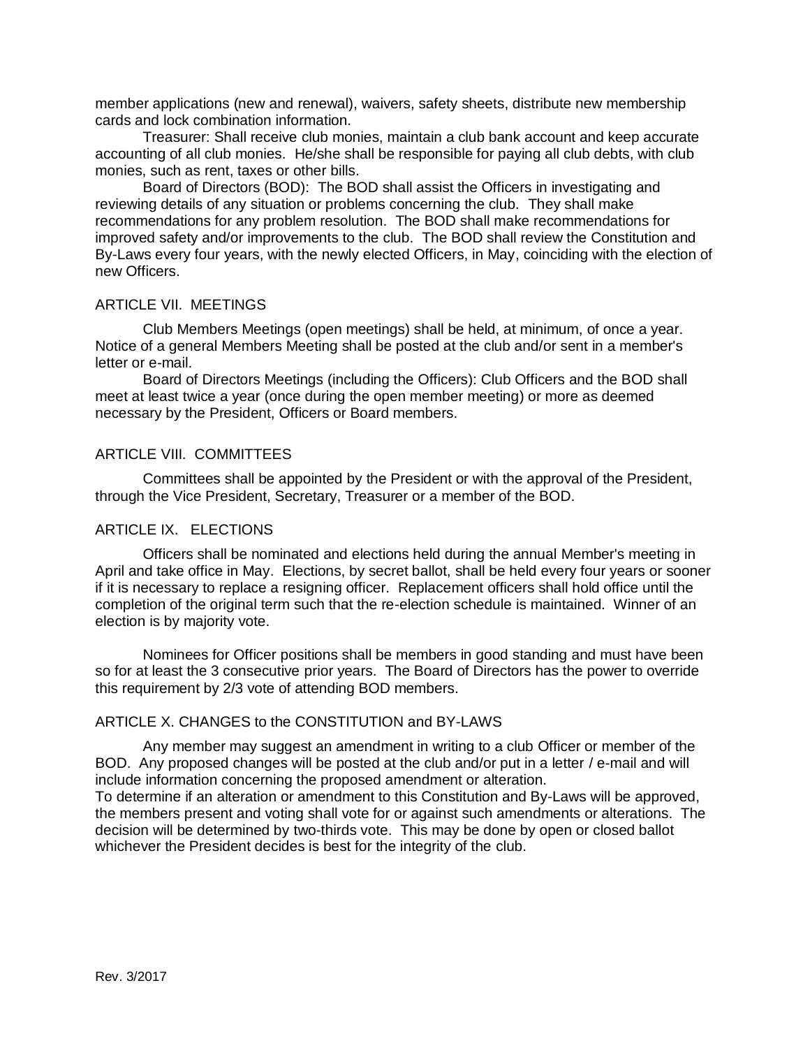member applications (new and renewal), waivers, safety sheets, distribute new membership cards and lock combination information.

Treasurer: Shall receive club monies, maintain a club bank account and keep accurate accounting of all club monies. He/she shall be responsible for paying all club debts, with club monies, such as rent, taxes or other bills.

Board of Directors (BOD): The BOD shall assist the Officers in investigating and reviewing details of any situation or problems concerning the club. They shall make recommendations for any problem resolution. The BOD shall make recommendations for improved safety and/or improvements to the club. The BOD shall review the Constitution and By-Laws every four years, with the newly elected Officers, in May, coinciding with the election of new Officers.

## ARTICLE VII. MEETINGS

Club Members Meetings (open meetings) shall be held, at minimum, of once a year. Notice of a general Members Meeting shall be posted at the club and/or sent in a member's letter or e-mail.

Board of Directors Meetings (including the Officers): Club Officers and the BOD shall meet at least twice a year (once during the open member meeting) or more as deemed necessary by the President, Officers or Board members.

## ARTICLE VIII. COMMITTEES

Committees shall be appointed by the President or with the approval of the President, through the Vice President, Secretary, Treasurer or a member of the BOD.

## ARTICLE IX. ELECTIONS

Officers shall be nominated and elections held during the annual Member's meeting in April and take office in May. Elections, by secret ballot, shall be held every four years or sooner if it is necessary to replace a resigning officer. Replacement officers shall hold office until the completion of the original term such that the re-election schedule is maintained. Winner of an election is by majority vote.

Nominees for Officer positions shall be members in good standing and must have been so for at least the 3 consecutive prior years. The Board of Directors has the power to override this requirement by 2/3 vote of attending BOD members.

## ARTICLE X. CHANGES to the CONSTITUTION and BY-LAWS

Any member may suggest an amendment in writing to a club Officer or member of the BOD. Any proposed changes will be posted at the club and/or put in a letter / e-mail and will include information concerning the proposed amendment or alteration.
To determine if an alteration or amendment to this Constitution and By-Laws will be approved, the members present and voting shall vote for or against such amendments or alterations. The decision will be determined by two-thirds vote. This may be done by open or closed ballot whichever the President decides is best for the integrity of the club.

Rev. 3/2017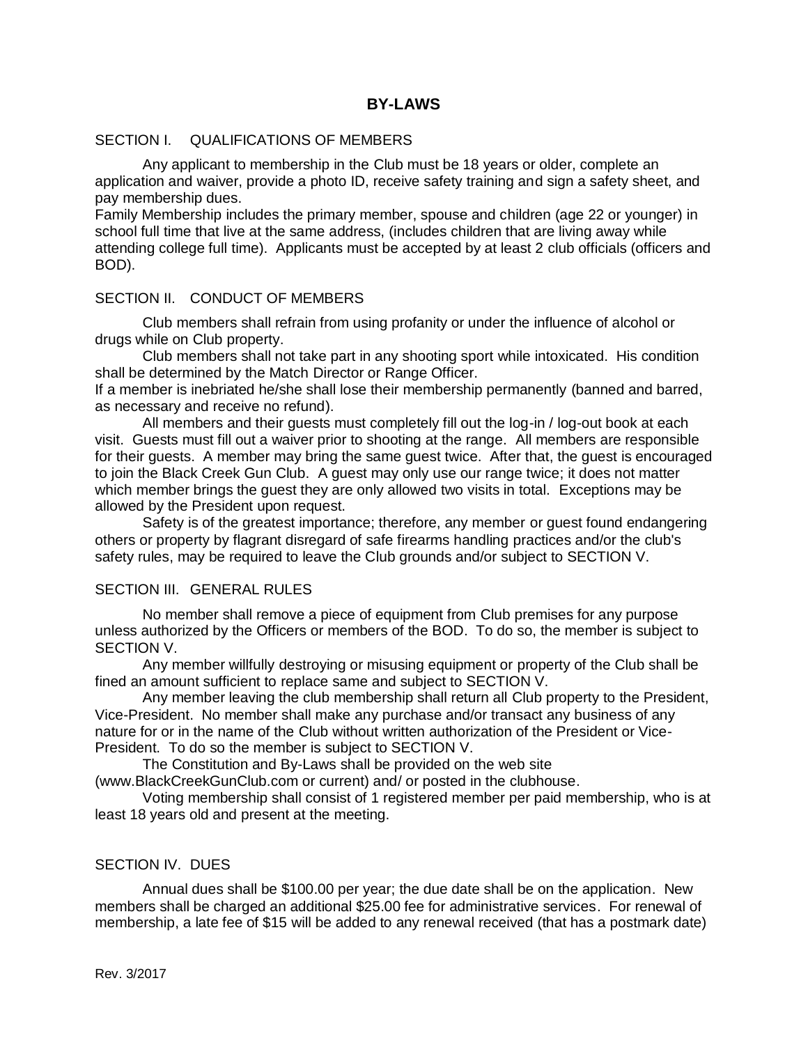# BY-LAWS

## SECTION I. QUALIFICATIONS OF MEMBERS

Any applicant to membership in the Club must be 18 years or older, complete an application and waiver, provide a photo ID, receive safety training and sign a safety sheet, and pay membership dues.

Family Membership includes the primary member, spouse and children (age 22 or younger) in school full time that live at the same address, (includes children that are living away while attending college full time). Applicants must be accepted by at least 2 club officials (officers and BOD).

## SECTION II. CONDUCT OF MEMBERS

Club members shall refrain from using profanity or under the influence of alcohol or drugs while on Club property.

Club members shall not take part in any shooting sport while intoxicated. His condition shall be determined by the Match Director or Range Officer.

If a member is inebriated he/she shall lose their membership permanently (banned and barred, as necessary and receive no refund).

All members and their guests must completely fill out the log-in / log-out book at each visit. Guests must fill out a waiver prior to shooting at the range. All members are responsible for their guests. A member may bring the same guest twice. After that, the guest is encouraged to join the Black Creek Gun Club. A guest may only use our range twice; it does not matter which member brings the guest they are only allowed two visits in total. Exceptions may be allowed by the President upon request.

Safety is of the greatest importance; therefore, any member or guest found endangering others or property by flagrant disregard of safe firearms handling practices and/or the club's safety rules, may be required to leave the Club grounds and/or subject to SECTION V.

## SECTION III. GENERAL RULES

No member shall remove a piece of equipment from Club premises for any purpose unless authorized by the Officers or members of the BOD. To do so, the member is subject to SECTION V.

Any member willfully destroying or misusing equipment or property of the Club shall be fined an amount sufficient to replace same and subject to SECTION V.

Any member leaving the club membership shall return all Club property to the President, Vice-President. No member shall make any purchase and/or transact any business of any nature for or in the name of the Club without written authorization of the President or Vice-President. To do so the member is subject to SECTION V.

The Constitution and By-Laws shall be provided on the web site (www.BlackCreekGunClub.com or current) and/ or posted in the clubhouse.

Voting membership shall consist of 1 registered member per paid membership, who is at least 18 years old and present at the meeting.

## SECTION IV. DUES

Annual dues shall be $100.00 per year; the due date shall be on the application. New members shall be charged an additional $25.00 fee for administrative services. For renewal of membership, a late fee of $15 will be added to any renewal received (that has a postmark date)

Rev. 3/2017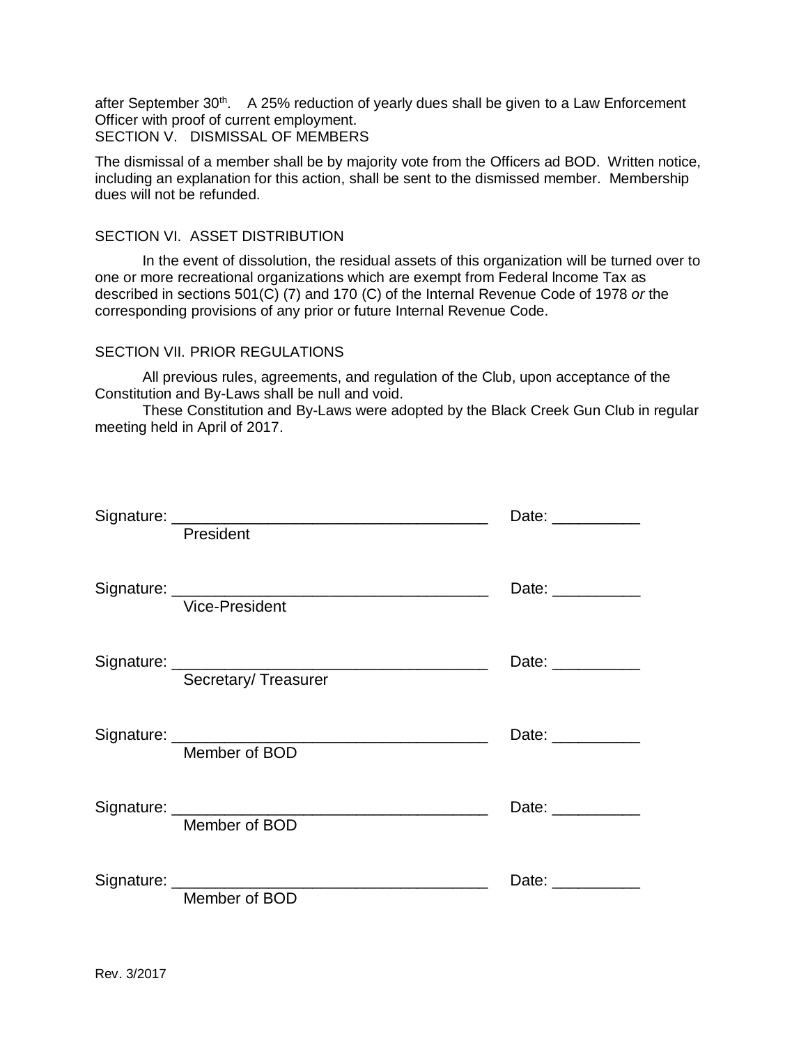after September 30th. A 25% reduction of yearly dues shall be given to a Law Enforcement Officer with proof of current employment.

SECTION V. DISMISSAL OF MEMBERS

The dismissal of a member shall be by majority vote from the Officers ad BOD. Written notice, including an explanation for this action, shall be sent to the dismissed member. Membership dues will not be refunded.

SECTION VI. ASSET DISTRIBUTION

In the event of dissolution, the residual assets of this organization will be turned over to one or more recreational organizations which are exempt from Federal lncome Tax as described in sections 501(C) (7) and 170 (C) of the Internal Revenue Code of 1978 *or* the corresponding provisions of any prior or future Internal Revenue Code.

SECTION VII. PRIOR REGULATIONS

All previous rules, agreements, and regulation of the Club, upon acceptance of the Constitution and By-Laws shall be null and void.

These Constitution and By-Laws were adopted by the Black Creek Gun Club in regular meeting held in April of 2017.

Signature: ____________________________________ Date: __________
President

Signature: ____________________________________ Date: __________
Vice-President

Signature: ____________________________________ Date: __________
Secretary/ Treasurer

Signature: ____________________________________ Date: __________
Member of BOD

Signature: ____________________________________ Date: __________
Member of BOD

Signature: ____________________________________ Date: __________
Member of BOD

Rev. 3/2017